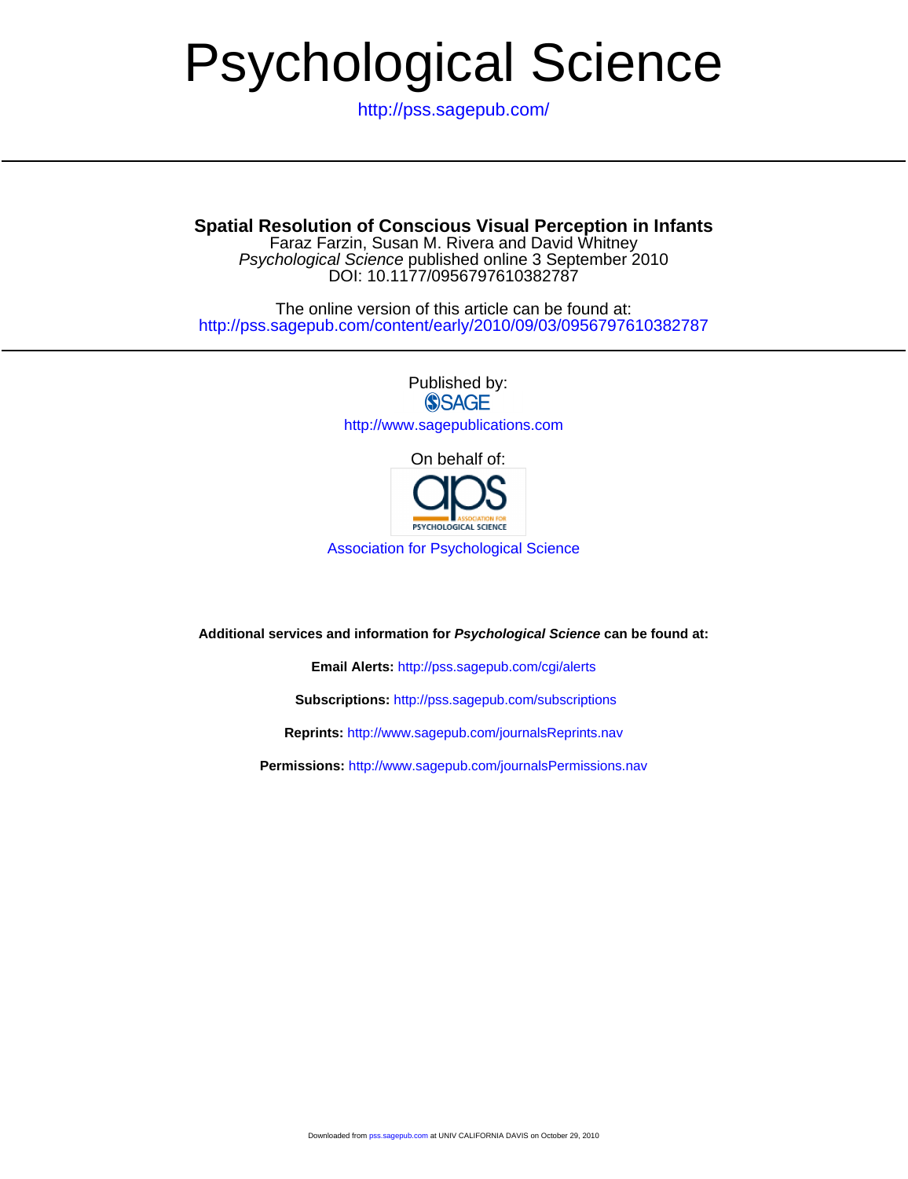# Psychological Science

http://pss.sagepub.com/

## Spatial Resolution of Conscious Visual Perception in Infants

Faraz Farzin, Susan M. Rivera and David Whitney

*Psychological Science* published online 3 September 2010

DOI: 10.1177/0956797610382787

The online version of this article can be found at:
http://pss.sagepub.com/content/early/2010/09/03/0956797610382787

Published by:

SAGE

http://www.sagepublications.com

On behalf of:

aps ASSOCIATION FOR PSYCHOLOGICAL SCIENCE

Association for Psychological Science

**Additional services and information for *Psychological Science* can be found at:**

**Email Alerts:** http://pss.sagepub.com/cgi/alerts

**Subscriptions:** http://pss.sagepub.com/subscriptions

**Reprints:** http://www.sagepub.com/journalsReprints.nav

**Permissions:** http://www.sagepub.com/journalsPermissions.nav

Downloaded from pss.sagepub.com at UNIV CALIFORNIA DAVIS on October 29, 2010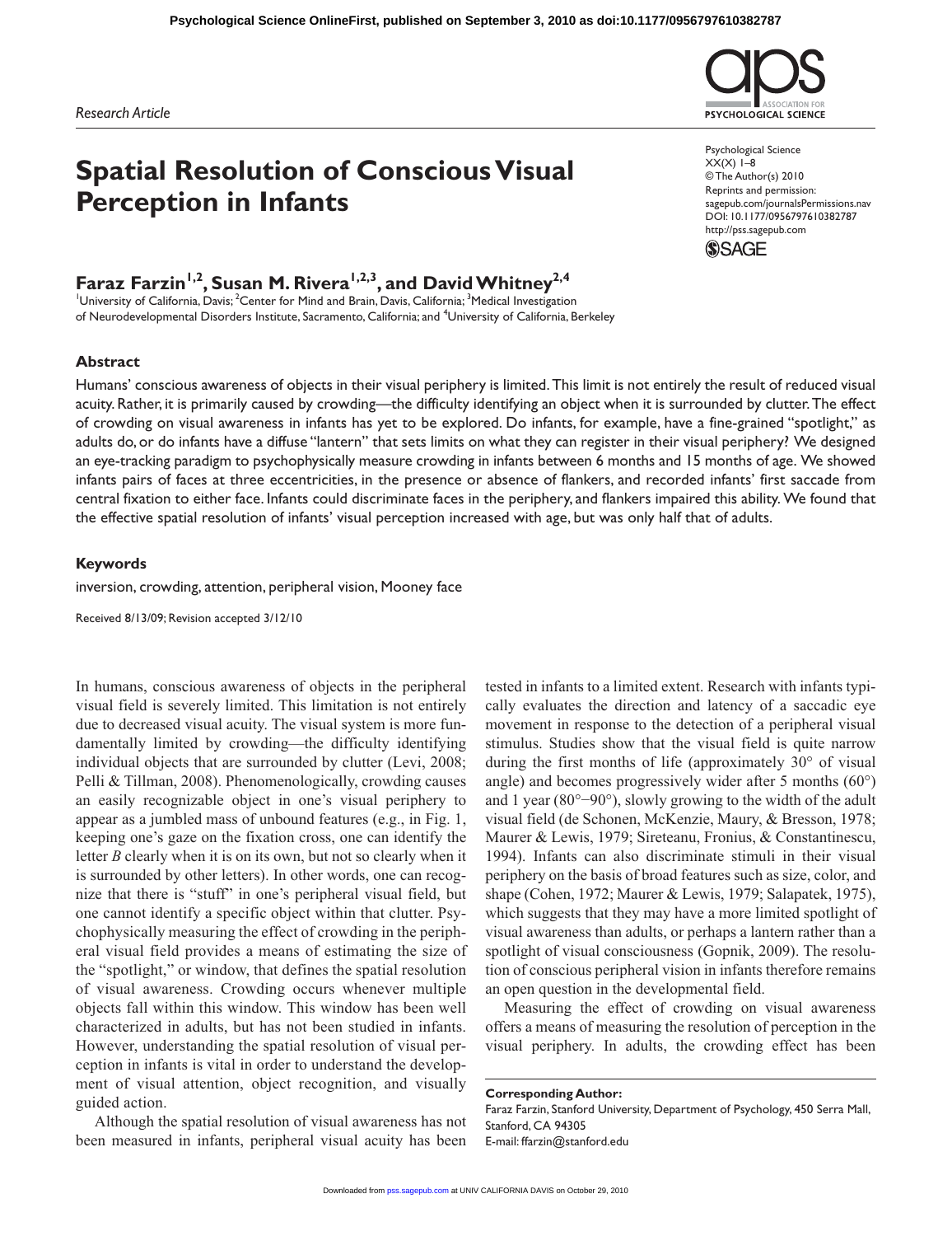*Research Article*

# Spatial Resolution of Conscious Visual Perception in Infants

Psychological Science
XX(X) 1–8
© The Author(s) 2010
Reprints and permission:
sagepub.com/journalsPermissions.nav
DOI: 10.1177/0956797610382787
http://pss.sagepub.com

**Faraz Farzin[1,2], Susan M. Rivera[1,2,3], and David Whitney[2,4]**

[1]University of California, Davis; [2]Center for Mind and Brain, Davis, California; [3]Medical Investigation of Neurodevelopmental Disorders Institute, Sacramento, California; and [4]University of California, Berkeley

## Abstract

Humans' conscious awareness of objects in their visual periphery is limited. This limit is not entirely the result of reduced visual acuity. Rather, it is primarily caused by crowding—the difficulty identifying an object when it is surrounded by clutter. The effect of crowding on visual awareness in infants has yet to be explored. Do infants, for example, have a fine-grained "spotlight," as adults do, or do infants have a diffuse "lantern" that sets limits on what they can register in their visual periphery? We designed an eye-tracking paradigm to psychophysically measure crowding in infants between 6 months and 15 months of age. We showed infants pairs of faces at three eccentricities, in the presence or absence of flankers, and recorded infants' first saccade from central fixation to either face. Infants could discriminate faces in the periphery, and flankers impaired this ability. We found that the effective spatial resolution of infants' visual perception increased with age, but was only half that of adults.

### Keywords

inversion, crowding, attention, peripheral vision, Mooney face

Received 8/13/09; Revision accepted 3/12/10

In humans, conscious awareness of objects in the peripheral visual field is severely limited. This limitation is not entirely due to decreased visual acuity. The visual system is more fundamentally limited by crowding—the difficulty identifying individual objects that are surrounded by clutter (Levi, 2008; Pelli & Tillman, 2008). Phenomenologically, crowding causes an easily recognizable object in one's visual periphery to appear as a jumbled mass of unbound features (e.g., in Fig. 1, keeping one's gaze on the fixation cross, one can identify the letter *B* clearly when it is on its own, but not so clearly when it is surrounded by other letters). In other words, one can recognize that there is "stuff" in one's peripheral visual field, but one cannot identify a specific object within that clutter. Psychophysically measuring the effect of crowding in the peripheral visual field provides a means of estimating the size of the "spotlight," or window, that defines the spatial resolution of visual awareness. Crowding occurs whenever multiple objects fall within this window. This window has been well characterized in adults, but has not been studied in infants. However, understanding the spatial resolution of visual perception in infants is vital in order to understand the development of visual attention, object recognition, and visually guided action.

Although the spatial resolution of visual awareness has not been measured in infants, peripheral visual acuity has been tested in infants to a limited extent. Research with infants typically evaluates the direction and latency of a saccadic eye movement in response to the detection of a peripheral visual stimulus. Studies show that the visual field is quite narrow during the first months of life (approximately 30° of visual angle) and becomes progressively wider after 5 months (60°) and 1 year (80°–90°), slowly growing to the width of the adult visual field (de Schonen, McKenzie, Maury, & Bresson, 1978; Maurer & Lewis, 1979; Sireteanu, Fronius, & Constantinescu, 1994). Infants can also discriminate stimuli in their visual periphery on the basis of broad features such as size, color, and shape (Cohen, 1972; Maurer & Lewis, 1979; Salapatek, 1975), which suggests that they may have a more limited spotlight of visual awareness than adults, or perhaps a lantern rather than a spotlight of visual consciousness (Gopnik, 2009). The resolution of conscious peripheral vision in infants therefore remains an open question in the developmental field.

Measuring the effect of crowding on visual awareness offers a means of measuring the resolution of perception in the visual periphery. In adults, the crowding effect has been

**Corresponding Author:**
Faraz Farzin, Stanford University, Department of Psychology, 450 Serra Mall, Stanford, CA 94305
E-mail: ffarzin@stanford.edu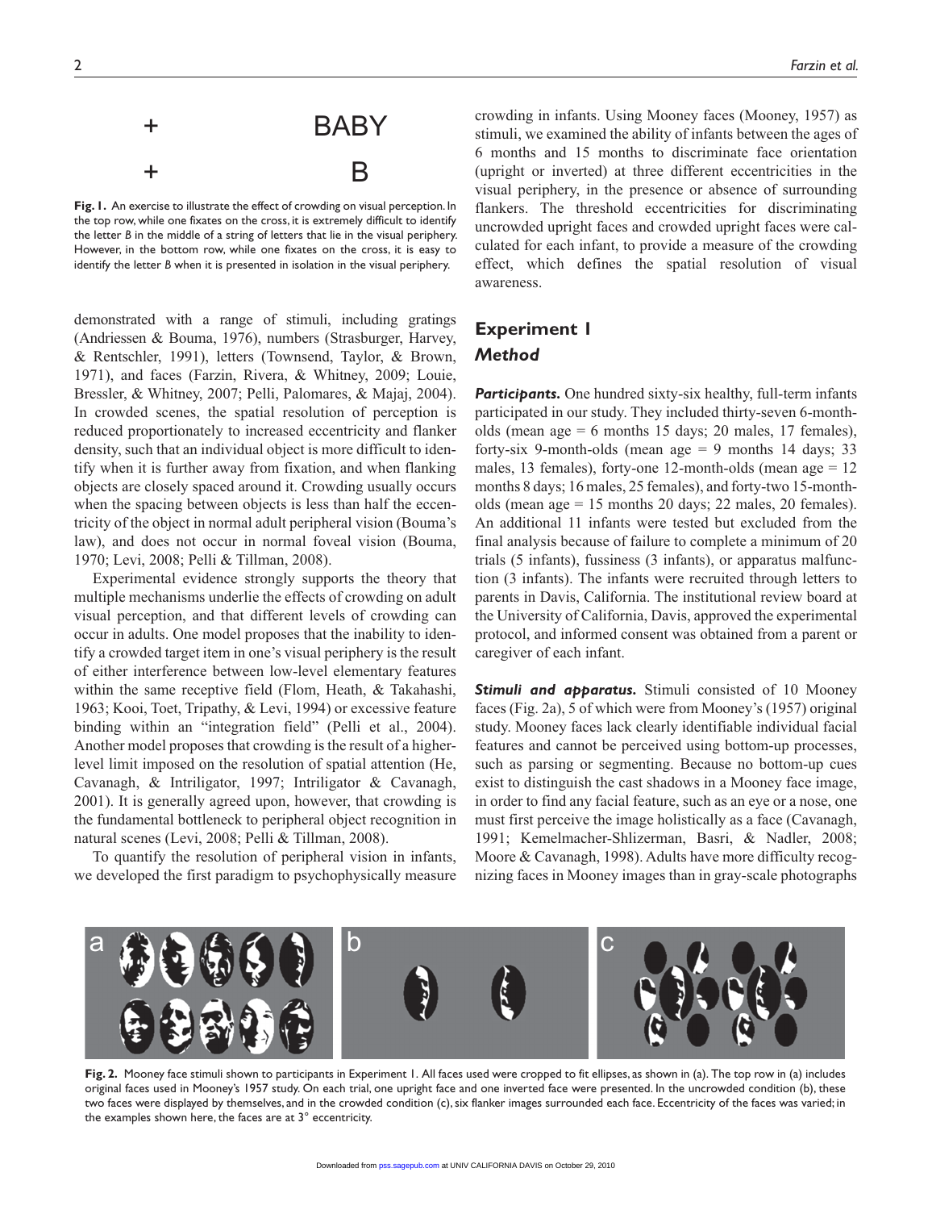+ BABY

+ B

**Fig. 1.** An exercise to illustrate the effect of crowding on visual perception. In the top row, while one fixates on the cross, it is extremely difficult to identify the letter *B* in the middle of a string of letters that lie in the visual periphery. However, in the bottom row, while one fixates on the cross, it is easy to identify the letter *B* when it is presented in isolation in the visual periphery.

demonstrated with a range of stimuli, including gratings (Andriessen & Bouma, 1976), numbers (Strasburger, Harvey, & Rentschler, 1991), letters (Townsend, Taylor, & Brown, 1971), and faces (Farzin, Rivera, & Whitney, 2009; Louie, Bressler, & Whitney, 2007; Pelli, Palomares, & Majaj, 2004). In crowded scenes, the spatial resolution of perception is reduced proportionately to increased eccentricity and flanker density, such that an individual object is more difficult to identify when it is further away from fixation, and when flanking objects are closely spaced around it. Crowding usually occurs when the spacing between objects is less than half the eccentricity of the object in normal adult peripheral vision (Bouma's law), and does not occur in normal foveal vision (Bouma, 1970; Levi, 2008; Pelli & Tillman, 2008).

Experimental evidence strongly supports the theory that multiple mechanisms underlie the effects of crowding on adult visual perception, and that different levels of crowding can occur in adults. One model proposes that the inability to identify a crowded target item in one's visual periphery is the result of either interference between low-level elementary features within the same receptive field (Flom, Heath, & Takahashi, 1963; Kooi, Toet, Tripathy, & Levi, 1994) or excessive feature binding within an "integration field" (Pelli et al., 2004). Another model proposes that crowding is the result of a higher-level limit imposed on the resolution of spatial attention (He, Cavanagh, & Intriligator, 1997; Intriligator & Cavanagh, 2001). It is generally agreed upon, however, that crowding is the fundamental bottleneck to peripheral object recognition in natural scenes (Levi, 2008; Pelli & Tillman, 2008).

To quantify the resolution of peripheral vision in infants, we developed the first paradigm to psychophysically measure crowding in infants. Using Mooney faces (Mooney, 1957) as stimuli, we examined the ability of infants between the ages of 6 months and 15 months to discriminate face orientation (upright or inverted) at three different eccentricities in the visual periphery, in the presence or absence of surrounding flankers. The threshold eccentricities for discriminating uncrowded upright faces and crowded upright faces were calculated for each infant, to provide a measure of the crowding effect, which defines the spatial resolution of visual awareness.

## Experiment 1

### Method

***Participants.*** One hundred sixty-six healthy, full-term infants participated in our study. They included thirty-seven 6-month-olds (mean age = 6 months 15 days; 20 males, 17 females), forty-six 9-month-olds (mean age = 9 months 14 days; 33 males, 13 females), forty-one 12-month-olds (mean age = 12 months 8 days; 16 males, 25 females), and forty-two 15-month-olds (mean age = 15 months 20 days; 22 males, 20 females). An additional 11 infants were tested but excluded from the final analysis because of failure to complete a minimum of 20 trials (5 infants), fussiness (3 infants), or apparatus malfunction (3 infants). The infants were recruited through letters to parents in Davis, California. The institutional review board at the University of California, Davis, approved the experimental protocol, and informed consent was obtained from a parent or caregiver of each infant.

***Stimuli and apparatus.*** Stimuli consisted of 10 Mooney faces (Fig. 2a), 5 of which were from Mooney's (1957) original study. Mooney faces lack clearly identifiable individual facial features and cannot be perceived using bottom-up processes, such as parsing or segmenting. Because no bottom-up cues exist to distinguish the cast shadows in a Mooney face image, in order to find any facial feature, such as an eye or a nose, one must first perceive the image holistically as a face (Cavanagh, 1991; Kemelmacher-Shlizerman, Basri, & Nadler, 2008; Moore & Cavanagh, 1998). Adults have more difficulty recognizing faces in Mooney images than in gray-scale photographs

**Fig. 2.** Mooney face stimuli shown to participants in Experiment 1. All faces used were cropped to fit ellipses, as shown in (a). The top row in (a) includes original faces used in Mooney's 1957 study. On each trial, one upright face and one inverted face were presented. In the uncrowded condition (b), these two faces were displayed by themselves, and in the crowded condition (c), six flanker images surrounded each face. Eccentricity of the faces was varied; in the examples shown here, the faces are at 3° eccentricity.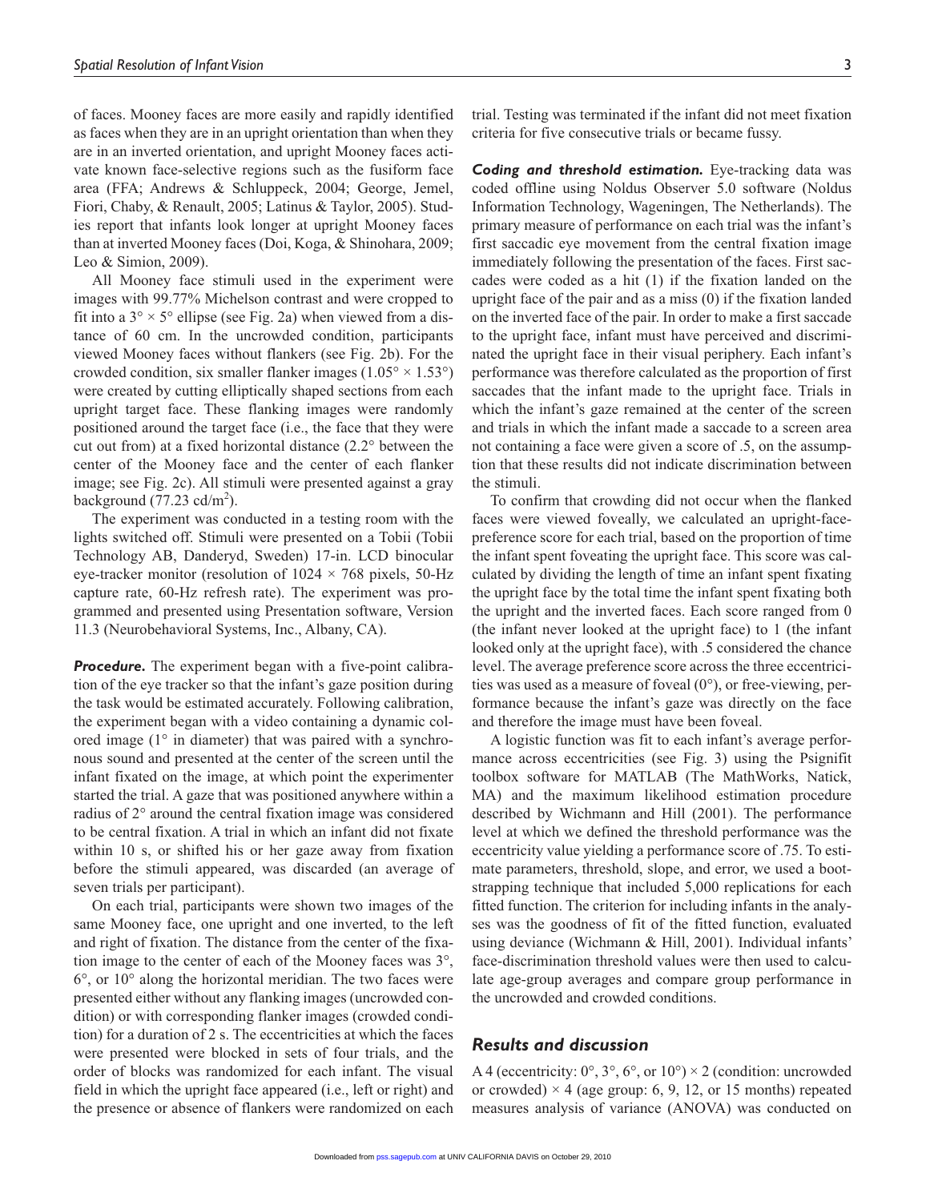of faces. Mooney faces are more easily and rapidly identified as faces when they are in an upright orientation than when they are in an inverted orientation, and upright Mooney faces activate known face-selective regions such as the fusiform face area (FFA; Andrews & Schluppeck, 2004; George, Jemel, Fiori, Chaby, & Renault, 2005; Latinus & Taylor, 2005). Studies report that infants look longer at upright Mooney faces than at inverted Mooney faces (Doi, Koga, & Shinohara, 2009; Leo & Simion, 2009).

All Mooney face stimuli used in the experiment were images with 99.77% Michelson contrast and were cropped to fit into a $3° \times 5°$ ellipse (see Fig. 2a) when viewed from a distance of 60 cm. In the uncrowded condition, participants viewed Mooney faces without flankers (see Fig. 2b). For the crowded condition, six smaller flanker images ($1.05° \times 1.53°$) were created by cutting elliptically shaped sections from each upright target face. These flanking images were randomly positioned around the target face (i.e., the face that they were cut out from) at a fixed horizontal distance (2.2° between the center of the Mooney face and the center of each flanker image; see Fig. 2c). All stimuli were presented against a gray background (77.23 cd/m$^2$).

The experiment was conducted in a testing room with the lights switched off. Stimuli were presented on a Tobii (Tobii Technology AB, Danderyd, Sweden) 17-in. LCD binocular eye-tracker monitor (resolution of $1024 \times 768$ pixels, 50-Hz capture rate, 60-Hz refresh rate). The experiment was programmed and presented using Presentation software, Version 11.3 (Neurobehavioral Systems, Inc., Albany, CA).

***Procedure.*** The experiment began with a five-point calibration of the eye tracker so that the infant's gaze position during the task would be estimated accurately. Following calibration, the experiment began with a video containing a dynamic colored image (1° in diameter) that was paired with a synchronous sound and presented at the center of the screen until the infant fixated on the image, at which point the experimenter started the trial. A gaze that was positioned anywhere within a radius of 2° around the central fixation image was considered to be central fixation. A trial in which an infant did not fixate within 10 s, or shifted his or her gaze away from fixation before the stimuli appeared, was discarded (an average of seven trials per participant).

On each trial, participants were shown two images of the same Mooney face, one upright and one inverted, to the left and right of fixation. The distance from the center of the fixation image to the center of each of the Mooney faces was 3°, 6°, or 10° along the horizontal meridian. The two faces were presented either without any flanking images (uncrowded condition) or with corresponding flanker images (crowded condition) for a duration of 2 s. The eccentricities at which the faces were presented were blocked in sets of four trials, and the order of blocks was randomized for each infant. The visual field in which the upright face appeared (i.e., left or right) and the presence or absence of flankers were randomized on each trial. Testing was terminated if the infant did not meet fixation criteria for five consecutive trials or became fussy.

***Coding and threshold estimation.*** Eye-tracking data was coded offline using Noldus Observer 5.0 software (Noldus Information Technology, Wageningen, The Netherlands). The primary measure of performance on each trial was the infant's first saccadic eye movement from the central fixation image immediately following the presentation of the faces. First saccades were coded as a hit (1) if the fixation landed on the upright face of the pair and as a miss (0) if the fixation landed on the inverted face of the pair. In order to make a first saccade to the upright face, infant must have perceived and discriminated the upright face in their visual periphery. Each infant's performance was therefore calculated as the proportion of first saccades that the infant made to the upright face. Trials in which the infant's gaze remained at the center of the screen and trials in which the infant made a saccade to a screen area not containing a face were given a score of .5, on the assumption that these results did not indicate discrimination between the stimuli.

To confirm that crowding did not occur when the flanked faces were viewed foveally, we calculated an upright-face-preference score for each trial, based on the proportion of time the infant spent foveating the upright face. This score was calculated by dividing the length of time an infant spent fixating the upright face by the total time the infant spent fixating both the upright and the inverted faces. Each score ranged from 0 (the infant never looked at the upright face) to 1 (the infant looked only at the upright face), with .5 considered the chance level. The average preference score across the three eccentricities was used as a measure of foveal (0°), or free-viewing, performance because the infant's gaze was directly on the face and therefore the image must have been foveal.

A logistic function was fit to each infant's average performance across eccentricities (see Fig. 3) using the Psignifit toolbox software for MATLAB (The MathWorks, Natick, MA) and the maximum likelihood estimation procedure described by Wichmann and Hill (2001). The performance level at which we defined the threshold performance was the eccentricity value yielding a performance score of .75. To estimate parameters, threshold, slope, and error, we used a bootstrapping technique that included 5,000 replications for each fitted function. The criterion for including infants in the analyses was the goodness of fit of the fitted function, evaluated using deviance (Wichmann & Hill, 2001). Individual infants' face-discrimination threshold values were then used to calculate age-group averages and compare group performance in the uncrowded and crowded conditions.

## *Results and discussion*

A 4 (eccentricity: 0°, 3°, 6°, or 10°) $\times$ 2 (condition: uncrowded or crowded) $\times$ 4 (age group: 6, 9, 12, or 15 months) repeated measures analysis of variance (ANOVA) was conducted on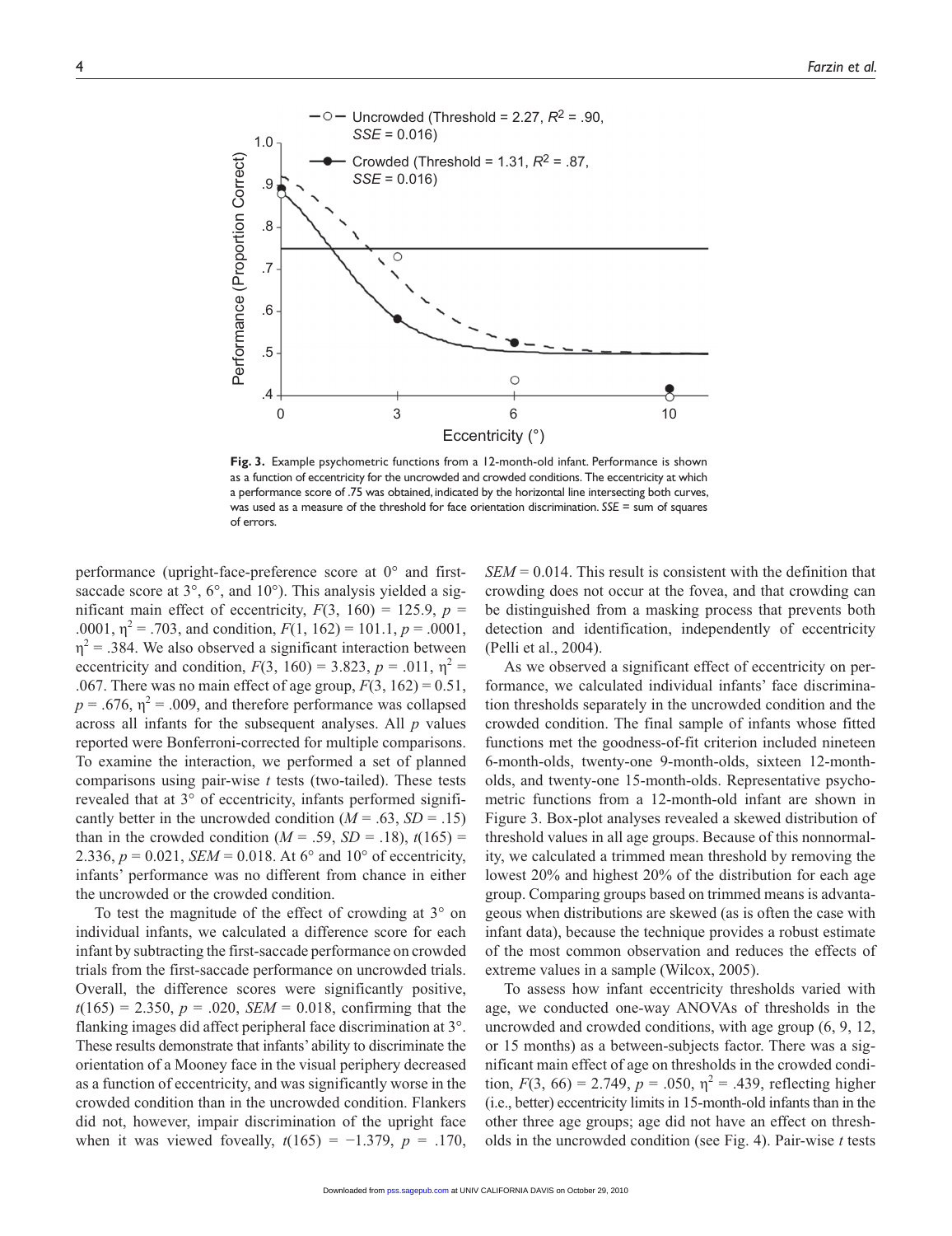**Fig. 3.** Example psychometric functions from a 12-month-old infant. Performance is shown as a function of eccentricity for the uncrowded and crowded conditions. The eccentricity at which a performance score of .75 was obtained, indicated by the horizontal line intersecting both curves, was used as a measure of the threshold for face orientation discrimination. *SSE* = sum of squares of errors.

performance (upright-face-preference score at 0° and first-saccade score at 3°, 6°, and 10°). This analysis yielded a significant main effect of eccentricity, $F(3, 160) = 125.9$, $p = .0001$, $\eta^2 = .703$, and condition, $F(1, 162) = 101.1$, $p = .0001$, $\eta^2 = .384$. We also observed a significant interaction between eccentricity and condition, $F(3, 160) = 3.823$, $p = .011$, $\eta^2 = .067$. There was no main effect of age group, $F(3, 162) = 0.51$, $p = .676$, $\eta^2 = .009$, and therefore performance was collapsed across all infants for the subsequent analyses. All $p$ values reported were Bonferroni-corrected for multiple comparisons. To examine the interaction, we performed a set of planned comparisons using pair-wise $t$ tests (two-tailed). These tests revealed that at 3° of eccentricity, infants performed significantly better in the uncrowded condition ($M = .63$, $SD = .15$) than in the crowded condition ($M = .59$, $SD = .18$), $t(165) = 2.336$, $p = 0.021$, $SEM = 0.018$. At 6° and 10° of eccentricity, infants' performance was no different from chance in either the uncrowded or the crowded condition.

To test the magnitude of the effect of crowding at 3° on individual infants, we calculated a difference score for each infant by subtracting the first-saccade performance on crowded trials from the first-saccade performance on uncrowded trials. Overall, the difference scores were significantly positive, $t(165) = 2.350$, $p = .020$, $SEM = 0.018$, confirming that the flanking images did affect peripheral face discrimination at 3°. These results demonstrate that infants' ability to discriminate the orientation of a Mooney face in the visual periphery decreased as a function of eccentricity, and was significantly worse in the crowded condition than in the uncrowded condition. Flankers did not, however, impair discrimination of the upright face when it was viewed foveally, $t(165) = -1.379$, $p = .170$, $SEM = 0.014$. This result is consistent with the definition that crowding does not occur at the fovea, and that crowding can be distinguished from a masking process that prevents both detection and identification, independently of eccentricity (Pelli et al., 2004).

As we observed a significant effect of eccentricity on performance, we calculated individual infants' face discrimination thresholds separately in the uncrowded condition and the crowded condition. The final sample of infants whose fitted functions met the goodness-of-fit criterion included nineteen 6-month-olds, twenty-one 9-month-olds, sixteen 12-month-olds, and twenty-one 15-month-olds. Representative psychometric functions from a 12-month-old infant are shown in Figure 3. Box-plot analyses revealed a skewed distribution of threshold values in all age groups. Because of this nonnormality, we calculated a trimmed mean threshold by removing the lowest 20% and highest 20% of the distribution for each age group. Comparing groups based on trimmed means is advantageous when distributions are skewed (as is often the case with infant data), because the technique provides a robust estimate of the most common observation and reduces the effects of extreme values in a sample (Wilcox, 2005).

To assess how infant eccentricity thresholds varied with age, we conducted one-way ANOVAs of thresholds in the uncrowded and crowded conditions, with age group (6, 9, 12, or 15 months) as a between-subjects factor. There was a significant main effect of age on thresholds in the crowded condition, $F(3, 66) = 2.749$, $p = .050$, $\eta^2 = .439$, reflecting higher (i.e., better) eccentricity limits in 15-month-old infants than in the other three age groups; age did not have an effect on thresholds in the uncrowded condition (see Fig. 4). Pair-wise $t$ tests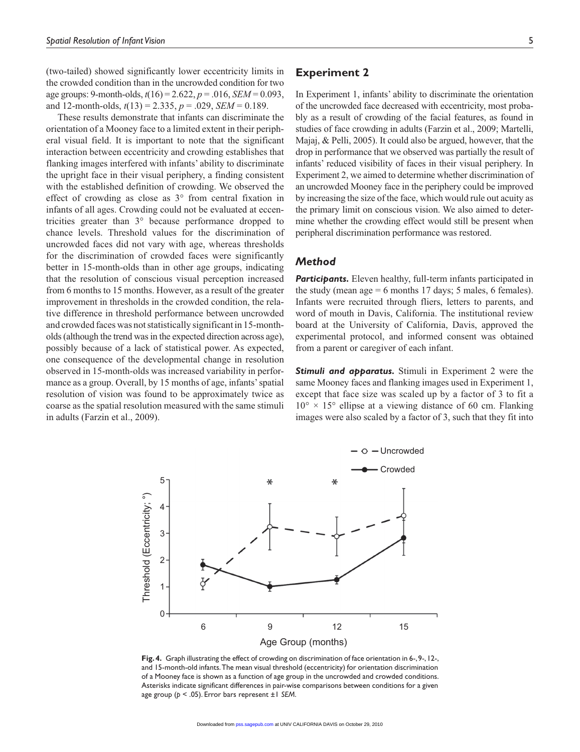(two-tailed) showed significantly lower eccentricity limits in the crowded condition than in the uncrowded condition for two age groups: 9-month-olds, $t(16) = 2.622$, $p = .016$, $SEM = 0.093$, and 12-month-olds, $t(13) = 2.335$, $p = .029$, $SEM = 0.189$.

These results demonstrate that infants can discriminate the orientation of a Mooney face to a limited extent in their peripheral visual field. It is important to note that the significant interaction between eccentricity and crowding establishes that flanking images interfered with infants' ability to discriminate the upright face in their visual periphery, a finding consistent with the established definition of crowding. We observed the effect of crowding as close as 3° from central fixation in infants of all ages. Crowding could not be evaluated at eccentricities greater than 3° because performance dropped to chance levels. Threshold values for the discrimination of uncrowded faces did not vary with age, whereas thresholds for the discrimination of crowded faces were significantly better in 15-month-olds than in other age groups, indicating that the resolution of conscious visual perception increased from 6 months to 15 months. However, as a result of the greater improvement in thresholds in the crowded condition, the relative difference in threshold performance between uncrowded and crowded faces was not statistically significant in 15-month-olds (although the trend was in the expected direction across age), possibly because of a lack of statistical power. As expected, one consequence of the developmental change in resolution observed in 15-month-olds was increased variability in performance as a group. Overall, by 15 months of age, infants' spatial resolution of vision was found to be approximately twice as coarse as the spatial resolution measured with the same stimuli in adults (Farzin et al., 2009).

## Experiment 2

In Experiment 1, infants' ability to discriminate the orientation of the uncrowded face decreased with eccentricity, most probably as a result of crowding of the facial features, as found in studies of face crowding in adults (Farzin et al., 2009; Martelli, Majaj, & Pelli, 2005). It could also be argued, however, that the drop in performance that we observed was partially the result of infants' reduced visibility of faces in their visual periphery. In Experiment 2, we aimed to determine whether discrimination of an uncrowded Mooney face in the periphery could be improved by increasing the size of the face, which would rule out acuity as the primary limit on conscious vision. We also aimed to determine whether the crowding effect would still be present when peripheral discrimination performance was restored.

### *Method*

***Participants.*** Eleven healthy, full-term infants participated in the study (mean age = 6 months 17 days; 5 males, 6 females). Infants were recruited through fliers, letters to parents, and word of mouth in Davis, California. The institutional review board at the University of California, Davis, approved the experimental protocol, and informed consent was obtained from a parent or caregiver of each infant.

***Stimuli and apparatus.*** Stimuli in Experiment 2 were the same Mooney faces and flanking images used in Experiment 1, except that face size was scaled up by a factor of 3 to fit a $10° \times 15°$ ellipse at a viewing distance of 60 cm. Flanking images were also scaled by a factor of 3, such that they fit into

**Fig. 4.** Graph illustrating the effect of crowding on discrimination of face orientation in 6-, 9-, 12-, and 15-month-old infants. The mean visual threshold (eccentricity) for orientation discrimination of a Mooney face is shown as a function of age group in the uncrowded and crowded conditions. Asterisks indicate significant differences in pair-wise comparisons between conditions for a given age group ($p < .05$). Error bars represent ±1 *SEM*.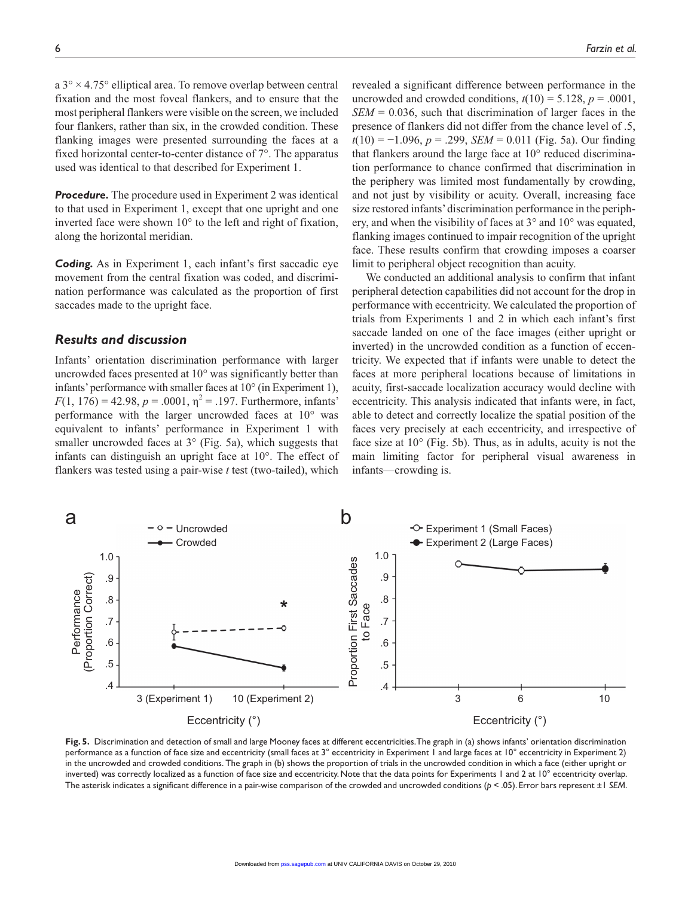a 3° × 4.75° elliptical area. To remove overlap between central fixation and the most foveal flankers, and to ensure that the most peripheral flankers were visible on the screen, we included four flankers, rather than six, in the crowded condition. These flanking images were presented surrounding the faces at a fixed horizontal center-to-center distance of 7°. The apparatus used was identical to that described for Experiment 1.

***Procedure.*** The procedure used in Experiment 2 was identical to that used in Experiment 1, except that one upright and one inverted face were shown 10° to the left and right of fixation, along the horizontal meridian.

***Coding.*** As in Experiment 1, each infant's first saccadic eye movement from the central fixation was coded, and discrimination performance was calculated as the proportion of first saccades made to the upright face.

## *Results and discussion*

Infants' orientation discrimination performance with larger uncrowded faces presented at 10° was significantly better than infants' performance with smaller faces at 10° (in Experiment 1), $F(1, 176) = 42.98$, $p = .0001$, $\eta^2 = .197$. Furthermore, infants' performance with the larger uncrowded faces at 10° was equivalent to infants' performance in Experiment 1 with smaller uncrowded faces at 3° (Fig. 5a), which suggests that infants can distinguish an upright face at 10°. The effect of flankers was tested using a pair-wise *t* test (two-tailed), which revealed a significant difference between performance in the uncrowded and crowded conditions, $t(10) = 5.128$, $p = .0001$, $SEM = 0.036$, such that discrimination of larger faces in the presence of flankers did not differ from the chance level of .5, $t(10) = -1.096$, $p = .299$, $SEM = 0.011$ (Fig. 5a). Our finding that flankers around the large face at 10° reduced discrimination performance to chance confirmed that discrimination in the periphery was limited most fundamentally by crowding, and not just by visibility or acuity. Overall, increasing face size restored infants' discrimination performance in the periphery, and when the visibility of faces at 3° and 10° was equated, flanking images continued to impair recognition of the upright face. These results confirm that crowding imposes a coarser limit to peripheral object recognition than acuity.

We conducted an additional analysis to confirm that infant peripheral detection capabilities did not account for the drop in performance with eccentricity. We calculated the proportion of trials from Experiments 1 and 2 in which each infant's first saccade landed on one of the face images (either upright or inverted) in the uncrowded condition as a function of eccentricity. We expected that if infants were unable to detect the faces at more peripheral locations because of limitations in acuity, first-saccade localization accuracy would decline with eccentricity. This analysis indicated that infants were, in fact, able to detect and correctly localize the spatial position of the faces very precisely at each eccentricity, and irrespective of face size at 10° (Fig. 5b). Thus, as in adults, acuity is not the main limiting factor for peripheral visual awareness in infants—crowding is.

**Fig. 5.** Discrimination and detection of small and large Mooney faces at different eccentricities. The graph in (a) shows infants' orientation discrimination performance as a function of face size and eccentricity (small faces at 3° eccentricity in Experiment 1 and large faces at 10° eccentricity in Experiment 2) in the uncrowded and crowded conditions. The graph in (b) shows the proportion of trials in the uncrowded condition in which a face (either upright or inverted) was correctly localized as a function of face size and eccentricity. Note that the data points for Experiments 1 and 2 at 10° eccentricity overlap. The asterisk indicates a significant difference in a pair-wise comparison of the crowded and uncrowded conditions ($p < .05$). Error bars represent ±1 *SEM*.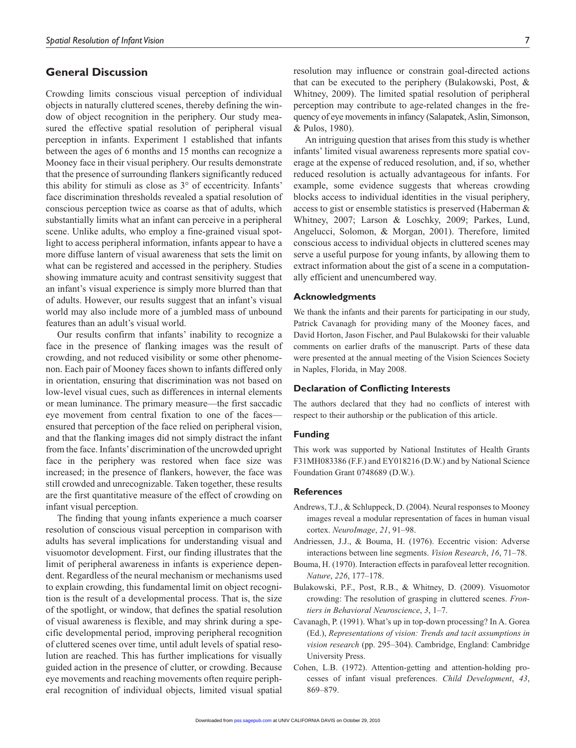## General Discussion

Crowding limits conscious visual perception of individual objects in naturally cluttered scenes, thereby defining the window of object recognition in the periphery. Our study measured the effective spatial resolution of peripheral visual perception in infants. Experiment 1 established that infants between the ages of 6 months and 15 months can recognize a Mooney face in their visual periphery. Our results demonstrate that the presence of surrounding flankers significantly reduced this ability for stimuli as close as 3° of eccentricity. Infants' face discrimination thresholds revealed a spatial resolution of conscious perception twice as coarse as that of adults, which substantially limits what an infant can perceive in a peripheral scene. Unlike adults, who employ a fine-grained visual spotlight to access peripheral information, infants appear to have a more diffuse lantern of visual awareness that sets the limit on what can be registered and accessed in the periphery. Studies showing immature acuity and contrast sensitivity suggest that an infant's visual experience is simply more blurred than that of adults. However, our results suggest that an infant's visual world may also include more of a jumbled mass of unbound features than an adult's visual world.

Our results confirm that infants' inability to recognize a face in the presence of flanking images was the result of crowding, and not reduced visibility or some other phenomenon. Each pair of Mooney faces shown to infants differed only in orientation, ensuring that discrimination was not based on low-level visual cues, such as differences in internal elements or mean luminance. The primary measure—the first saccadic eye movement from central fixation to one of the faces—ensured that perception of the face relied on peripheral vision, and that the flanking images did not simply distract the infant from the face. Infants' discrimination of the uncrowded upright face in the periphery was restored when face size was increased; in the presence of flankers, however, the face was still crowded and unrecognizable. Taken together, these results are the first quantitative measure of the effect of crowding on infant visual perception.

The finding that young infants experience a much coarser resolution of conscious visual perception in comparison with adults has several implications for understanding visual and visuomotor development. First, our finding illustrates that the limit of peripheral awareness in infants is experience dependent. Regardless of the neural mechanism or mechanisms used to explain crowding, this fundamental limit on object recognition is the result of a developmental process. That is, the size of the spotlight, or window, that defines the spatial resolution of visual awareness is flexible, and may shrink during a specific developmental period, improving peripheral recognition of cluttered scenes over time, until adult levels of spatial resolution are reached. This has further implications for visually guided action in the presence of clutter, or crowding. Because eye movements and reaching movements often require peripheral recognition of individual objects, limited visual spatial resolution may influence or constrain goal-directed actions that can be executed to the periphery (Bulakowski, Post, & Whitney, 2009). The limited spatial resolution of peripheral perception may contribute to age-related changes in the frequency of eye movements in infancy (Salapatek, Aslin, Simonson, & Pulos, 1980).

An intriguing question that arises from this study is whether infants' limited visual awareness represents more spatial coverage at the expense of reduced resolution, and, if so, whether reduced resolution is actually advantageous for infants. For example, some evidence suggests that whereas crowding blocks access to individual identities in the visual periphery, access to gist or ensemble statistics is preserved (Haberman & Whitney, 2007; Larson & Loschky, 2009; Parkes, Lund, Angelucci, Solomon, & Morgan, 2001). Therefore, limited conscious access to individual objects in cluttered scenes may serve a useful purpose for young infants, by allowing them to extract information about the gist of a scene in a computationally efficient and unencumbered way.

### Acknowledgments

We thank the infants and their parents for participating in our study, Patrick Cavanagh for providing many of the Mooney faces, and David Horton, Jason Fischer, and Paul Bulakowski for their valuable comments on earlier drafts of the manuscript. Parts of these data were presented at the annual meeting of the Vision Sciences Society in Naples, Florida, in May 2008.

### Declaration of Conflicting Interests

The authors declared that they had no conflicts of interest with respect to their authorship or the publication of this article.

### Funding

This work was supported by National Institutes of Health Grants F31MH083386 (F.F.) and EY018216 (D.W.) and by National Science Foundation Grant 0748689 (D.W.).

### References

Andrews, T.J., & Schluppeck, D. (2004). Neural responses to Mooney images reveal a modular representation of faces in human visual cortex. *NeuroImage*, *21*, 91–98.

Andriessen, J.J., & Bouma, H. (1976). Eccentric vision: Adverse interactions between line segments. *Vision Research*, *16*, 71–78.

Bouma, H. (1970). Interaction effects in parafoveal letter recognition. *Nature*, *226*, 177–178.

Bulakowski, P.F., Post, R.B., & Whitney, D. (2009). Visuomotor crowding: The resolution of grasping in cluttered scenes. *Frontiers in Behavioral Neuroscience*, *3*, 1–7.

Cavanagh, P. (1991). What's up in top-down processing? In A. Gorea (Ed.), *Representations of vision: Trends and tacit assumptions in vision research* (pp. 295–304). Cambridge, England: Cambridge University Press.

Cohen, L.B. (1972). Attention-getting and attention-holding processes of infant visual preferences. *Child Development*, *43*, 869–879.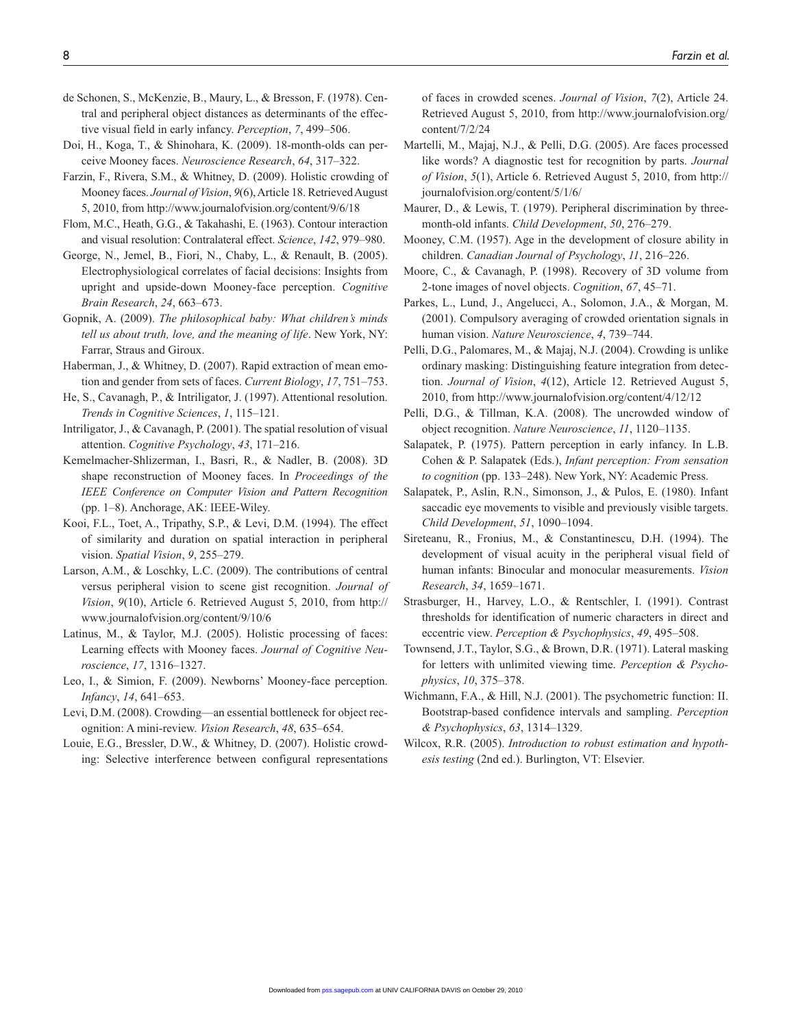de Schonen, S., McKenzie, B., Maury, L., & Bresson, F. (1978). Central and peripheral object distances as determinants of the effective visual field in early infancy. *Perception*, *7*, 499–506.

Doi, H., Koga, T., & Shinohara, K. (2009). 18-month-olds can perceive Mooney faces. *Neuroscience Research*, *64*, 317–322.

Farzin, F., Rivera, S.M., & Whitney, D. (2009). Holistic crowding of Mooney faces. *Journal of Vision*, *9*(6), Article 18. Retrieved August 5, 2010, from http://www.journalofvision.org/content/9/6/18

Flom, M.C., Heath, G.G., & Takahashi, E. (1963). Contour interaction and visual resolution: Contralateral effect. *Science*, *142*, 979–980.

George, N., Jemel, B., Fiori, N., Chaby, L., & Renault, B. (2005). Electrophysiological correlates of facial decisions: Insights from upright and upside-down Mooney-face perception. *Cognitive Brain Research*, *24*, 663–673.

Gopnik, A. (2009). *The philosophical baby: What children's minds tell us about truth, love, and the meaning of life*. New York, NY: Farrar, Straus and Giroux.

Haberman, J., & Whitney, D. (2007). Rapid extraction of mean emotion and gender from sets of faces. *Current Biology*, *17*, 751–753.

He, S., Cavanagh, P., & Intriligator, J. (1997). Attentional resolution. *Trends in Cognitive Sciences*, *1*, 115–121.

Intriligator, J., & Cavanagh, P. (2001). The spatial resolution of visual attention. *Cognitive Psychology*, *43*, 171–216.

Kemelmacher-Shlizerman, I., Basri, R., & Nadler, B. (2008). 3D shape reconstruction of Mooney faces. In *Proceedings of the IEEE Conference on Computer Vision and Pattern Recognition* (pp. 1–8). Anchorage, AK: IEEE-Wiley.

Kooi, F.L., Toet, A., Tripathy, S.P., & Levi, D.M. (1994). The effect of similarity and duration on spatial interaction in peripheral vision. *Spatial Vision*, *9*, 255–279.

Larson, A.M., & Loschky, L.C. (2009). The contributions of central versus peripheral vision to scene gist recognition. *Journal of Vision*, *9*(10), Article 6. Retrieved August 5, 2010, from http://www.journalofvision.org/content/9/10/6

Latinus, M., & Taylor, M.J. (2005). Holistic processing of faces: Learning effects with Mooney faces. *Journal of Cognitive Neuroscience*, *17*, 1316–1327.

Leo, I., & Simion, F. (2009). Newborns' Mooney-face perception. *Infancy*, *14*, 641–653.

Levi, D.M. (2008). Crowding—an essential bottleneck for object recognition: A mini-review. *Vision Research*, *48*, 635–654.

Louie, E.G., Bressler, D.W., & Whitney, D. (2007). Holistic crowding: Selective interference between configural representations of faces in crowded scenes. *Journal of Vision*, *7*(2), Article 24. Retrieved August 5, 2010, from http://www.journalofvision.org/content/7/2/24

Martelli, M., Majaj, N.J., & Pelli, D.G. (2005). Are faces processed like words? A diagnostic test for recognition by parts. *Journal of Vision*, *5*(1), Article 6. Retrieved August 5, 2010, from http://journalofvision.org/content/5/1/6/

Maurer, D., & Lewis, T. (1979). Peripheral discrimination by three-month-old infants. *Child Development*, *50*, 276–279.

Mooney, C.M. (1957). Age in the development of closure ability in children. *Canadian Journal of Psychology*, *11*, 216–226.

Moore, C., & Cavanagh, P. (1998). Recovery of 3D volume from 2-tone images of novel objects. *Cognition*, *67*, 45–71.

Parkes, L., Lund, J., Angelucci, A., Solomon, J.A., & Morgan, M. (2001). Compulsory averaging of crowded orientation signals in human vision. *Nature Neuroscience*, *4*, 739–744.

Pelli, D.G., Palomares, M., & Majaj, N.J. (2004). Crowding is unlike ordinary masking: Distinguishing feature integration from detection. *Journal of Vision*, *4*(12), Article 12. Retrieved August 5, 2010, from http://www.journalofvision.org/content/4/12/12

Pelli, D.G., & Tillman, K.A. (2008). The uncrowded window of object recognition. *Nature Neuroscience*, *11*, 1120–1135.

Salapatek, P. (1975). Pattern perception in early infancy. In L.B. Cohen & P. Salapatek (Eds.), *Infant perception: From sensation to cognition* (pp. 133–248). New York, NY: Academic Press.

Salapatek, P., Aslin, R.N., Simonson, J., & Pulos, E. (1980). Infant saccadic eye movements to visible and previously visible targets. *Child Development*, *51*, 1090–1094.

Sireteanu, R., Fronius, M., & Constantinescu, D.H. (1994). The development of visual acuity in the peripheral visual field of human infants: Binocular and monocular measurements. *Vision Research*, *34*, 1659–1671.

Strasburger, H., Harvey, L.O., & Rentschler, I. (1991). Contrast thresholds for identification of numeric characters in direct and eccentric view. *Perception & Psychophysics*, *49*, 495–508.

Townsend, J.T., Taylor, S.G., & Brown, D.R. (1971). Lateral masking for letters with unlimited viewing time. *Perception & Psychophysics*, *10*, 375–378.

Wichmann, F.A., & Hill, N.J. (2001). The psychometric function: II. Bootstrap-based confidence intervals and sampling. *Perception & Psychophysics*, *63*, 1314–1329.

Wilcox, R.R. (2005). *Introduction to robust estimation and hypothesis testing* (2nd ed.). Burlington, VT: Elsevier.